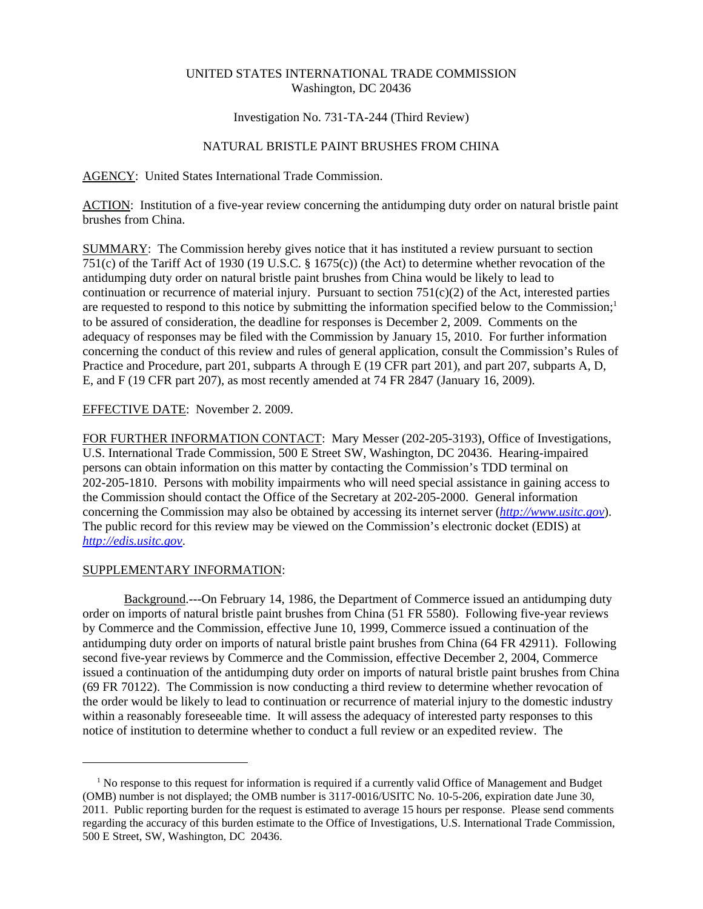UNITED STATES INTERNATIONAL TRADE COMMISSION
Washington, DC 20436

Investigation No. 731-TA-244 (Third Review)

NATURAL BRISTLE PAINT BRUSHES FROM CHINA

AGENCY: United States International Trade Commission.

ACTION: Institution of a five-year review concerning the antidumping duty order on natural bristle paint brushes from China.

SUMMARY: The Commission hereby gives notice that it has instituted a review pursuant to section 751(c) of the Tariff Act of 1930 (19 U.S.C. § 1675(c)) (the Act) to determine whether revocation of the antidumping duty order on natural bristle paint brushes from China would be likely to lead to continuation or recurrence of material injury. Pursuant to section 751(c)(2) of the Act, interested parties are requested to respond to this notice by submitting the information specified below to the Commission;[1] to be assured of consideration, the deadline for responses is December 2, 2009. Comments on the adequacy of responses may be filed with the Commission by January 15, 2010. For further information concerning the conduct of this review and rules of general application, consult the Commission's Rules of Practice and Procedure, part 201, subparts A through E (19 CFR part 201), and part 207, subparts A, D, E, and F (19 CFR part 207), as most recently amended at 74 FR 2847 (January 16, 2009).

EFFECTIVE DATE: November 2. 2009.

FOR FURTHER INFORMATION CONTACT: Mary Messer (202-205-3193), Office of Investigations, U.S. International Trade Commission, 500 E Street SW, Washington, DC 20436. Hearing-impaired persons can obtain information on this matter by contacting the Commission's TDD terminal on 202-205-1810. Persons with mobility impairments who will need special assistance in gaining access to the Commission should contact the Office of the Secretary at 202-205-2000. General information concerning the Commission may also be obtained by accessing its internet server (*http://www.usitc.gov*). The public record for this review may be viewed on the Commission's electronic docket (EDIS) at *http://edis.usitc.gov*.

SUPPLEMENTARY INFORMATION:

Background.---On February 14, 1986, the Department of Commerce issued an antidumping duty order on imports of natural bristle paint brushes from China (51 FR 5580). Following five-year reviews by Commerce and the Commission, effective June 10, 1999, Commerce issued a continuation of the antidumping duty order on imports of natural bristle paint brushes from China (64 FR 42911). Following second five-year reviews by Commerce and the Commission, effective December 2, 2004, Commerce issued a continuation of the antidumping duty order on imports of natural bristle paint brushes from China (69 FR 70122). The Commission is now conducting a third review to determine whether revocation of the order would be likely to lead to continuation or recurrence of material injury to the domestic industry within a reasonably foreseeable time. It will assess the adequacy of interested party responses to this notice of institution to determine whether to conduct a full review or an expedited review. The

[1] No response to this request for information is required if a currently valid Office of Management and Budget (OMB) number is not displayed; the OMB number is 3117-0016/USITC No. 10-5-206, expiration date June 30, 2011. Public reporting burden for the request is estimated to average 15 hours per response. Please send comments regarding the accuracy of this burden estimate to the Office of Investigations, U.S. International Trade Commission, 500 E Street, SW, Washington, DC 20436.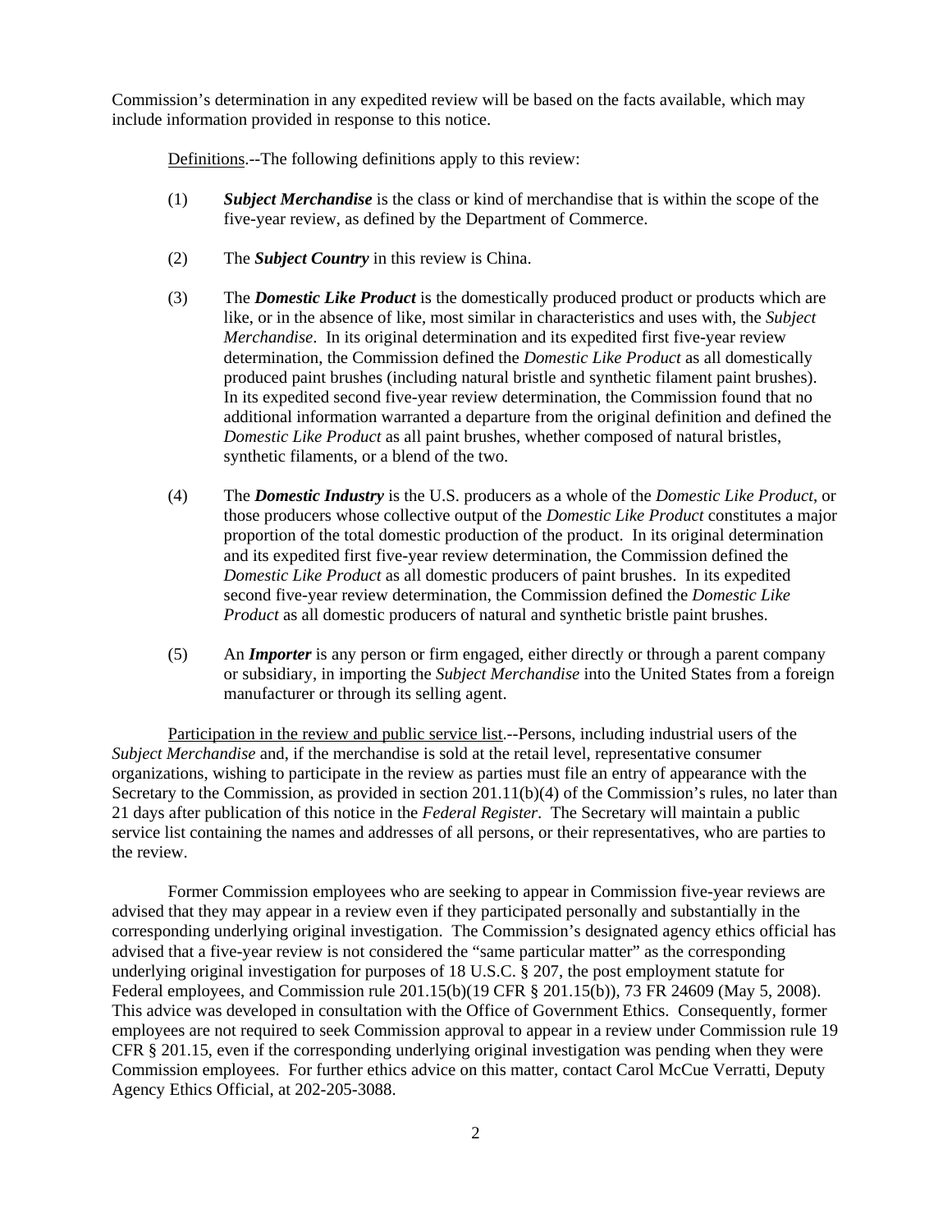Commission's determination in any expedited review will be based on the facts available, which may include information provided in response to this notice.

Definitions.--The following definitions apply to this review:

(1) ***Subject Merchandise*** is the class or kind of merchandise that is within the scope of the five-year review, as defined by the Department of Commerce.

(2) The ***Subject Country*** in this review is China.

(3) The ***Domestic Like Product*** is the domestically produced product or products which are like, or in the absence of like, most similar in characteristics and uses with, the *Subject Merchandise*. In its original determination and its expedited first five-year review determination, the Commission defined the *Domestic Like Product* as all domestically produced paint brushes (including natural bristle and synthetic filament paint brushes). In its expedited second five-year review determination, the Commission found that no additional information warranted a departure from the original definition and defined the *Domestic Like Product* as all paint brushes, whether composed of natural bristles, synthetic filaments, or a blend of the two.

(4) The ***Domestic Industry*** is the U.S. producers as a whole of the *Domestic Like Product*, or those producers whose collective output of the *Domestic Like Product* constitutes a major proportion of the total domestic production of the product. In its original determination and its expedited first five-year review determination, the Commission defined the *Domestic Like Product* as all domestic producers of paint brushes. In its expedited second five-year review determination, the Commission defined the *Domestic Like Product* as all domestic producers of natural and synthetic bristle paint brushes.

(5) An ***Importer*** is any person or firm engaged, either directly or through a parent company or subsidiary, in importing the *Subject Merchandise* into the United States from a foreign manufacturer or through its selling agent.

Participation in the review and public service list.--Persons, including industrial users of the *Subject Merchandise* and, if the merchandise is sold at the retail level, representative consumer organizations, wishing to participate in the review as parties must file an entry of appearance with the Secretary to the Commission, as provided in section 201.11(b)(4) of the Commission's rules, no later than 21 days after publication of this notice in the *Federal Register*. The Secretary will maintain a public service list containing the names and addresses of all persons, or their representatives, who are parties to the review.

Former Commission employees who are seeking to appear in Commission five-year reviews are advised that they may appear in a review even if they participated personally and substantially in the corresponding underlying original investigation. The Commission's designated agency ethics official has advised that a five-year review is not considered the "same particular matter" as the corresponding underlying original investigation for purposes of 18 U.S.C. § 207, the post employment statute for Federal employees, and Commission rule 201.15(b)(19 CFR § 201.15(b)), 73 FR 24609 (May 5, 2008). This advice was developed in consultation with the Office of Government Ethics. Consequently, former employees are not required to seek Commission approval to appear in a review under Commission rule 19 CFR § 201.15, even if the corresponding underlying original investigation was pending when they were Commission employees. For further ethics advice on this matter, contact Carol McCue Verratti, Deputy Agency Ethics Official, at 202-205-3088.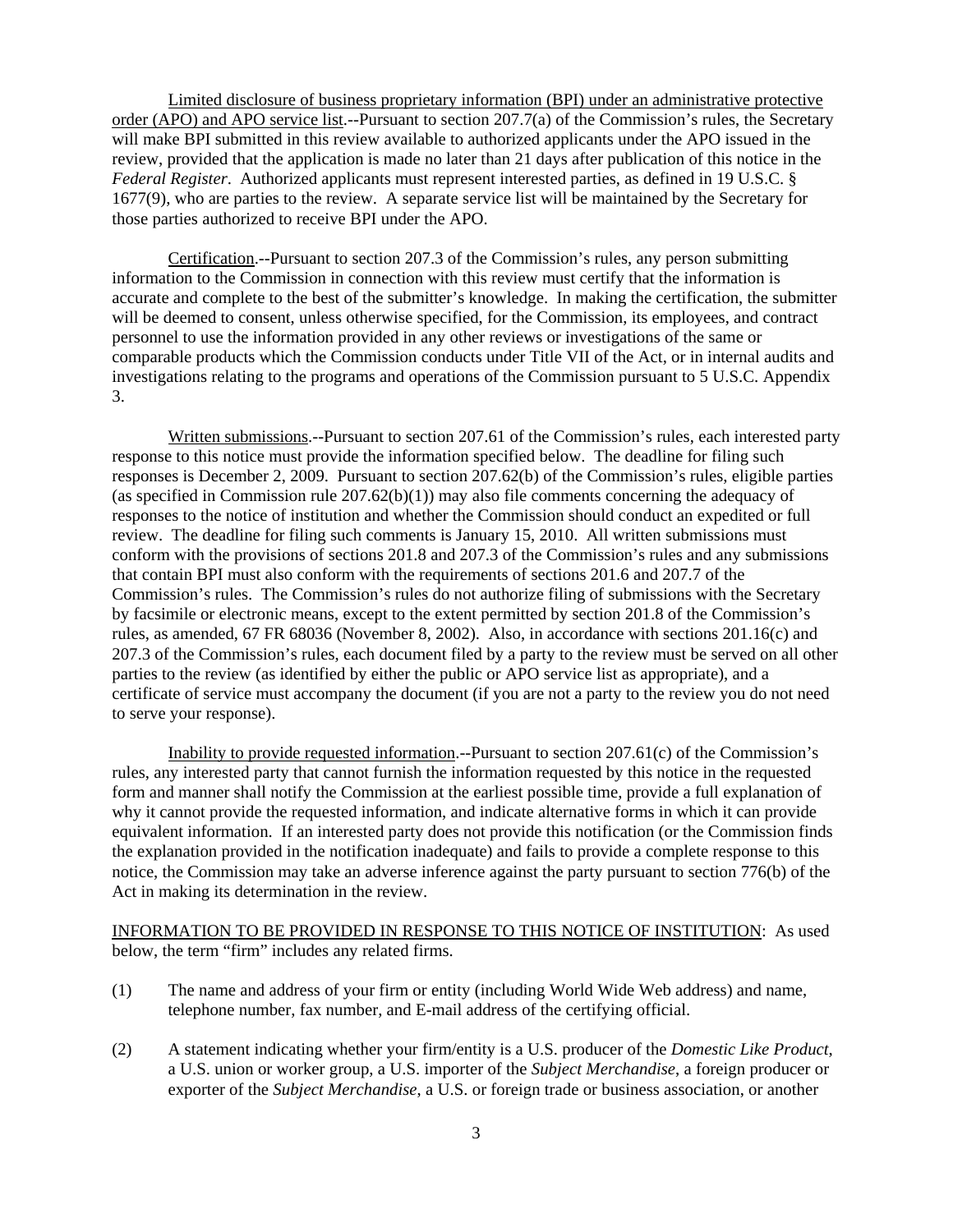Limited disclosure of business proprietary information (BPI) under an administrative protective order (APO) and APO service list.--Pursuant to section 207.7(a) of the Commission's rules, the Secretary will make BPI submitted in this review available to authorized applicants under the APO issued in the review, provided that the application is made no later than 21 days after publication of this notice in the *Federal Register*. Authorized applicants must represent interested parties, as defined in 19 U.S.C. § 1677(9), who are parties to the review. A separate service list will be maintained by the Secretary for those parties authorized to receive BPI under the APO.

Certification.--Pursuant to section 207.3 of the Commission's rules, any person submitting information to the Commission in connection with this review must certify that the information is accurate and complete to the best of the submitter's knowledge. In making the certification, the submitter will be deemed to consent, unless otherwise specified, for the Commission, its employees, and contract personnel to use the information provided in any other reviews or investigations of the same or comparable products which the Commission conducts under Title VII of the Act, or in internal audits and investigations relating to the programs and operations of the Commission pursuant to 5 U.S.C. Appendix 3.

Written submissions.--Pursuant to section 207.61 of the Commission's rules, each interested party response to this notice must provide the information specified below. The deadline for filing such responses is December 2, 2009. Pursuant to section 207.62(b) of the Commission's rules, eligible parties (as specified in Commission rule 207.62(b)(1)) may also file comments concerning the adequacy of responses to the notice of institution and whether the Commission should conduct an expedited or full review. The deadline for filing such comments is January 15, 2010. All written submissions must conform with the provisions of sections 201.8 and 207.3 of the Commission's rules and any submissions that contain BPI must also conform with the requirements of sections 201.6 and 207.7 of the Commission's rules. The Commission's rules do not authorize filing of submissions with the Secretary by facsimile or electronic means, except to the extent permitted by section 201.8 of the Commission's rules, as amended, 67 FR 68036 (November 8, 2002). Also, in accordance with sections 201.16(c) and 207.3 of the Commission's rules, each document filed by a party to the review must be served on all other parties to the review (as identified by either the public or APO service list as appropriate), and a certificate of service must accompany the document (if you are not a party to the review you do not need to serve your response).

Inability to provide requested information.--Pursuant to section 207.61(c) of the Commission's rules, any interested party that cannot furnish the information requested by this notice in the requested form and manner shall notify the Commission at the earliest possible time, provide a full explanation of why it cannot provide the requested information, and indicate alternative forms in which it can provide equivalent information. If an interested party does not provide this notification (or the Commission finds the explanation provided in the notification inadequate) and fails to provide a complete response to this notice, the Commission may take an adverse inference against the party pursuant to section 776(b) of the Act in making its determination in the review.

INFORMATION TO BE PROVIDED IN RESPONSE TO THIS NOTICE OF INSTITUTION: As used below, the term "firm" includes any related firms.

(1) The name and address of your firm or entity (including World Wide Web address) and name, telephone number, fax number, and E-mail address of the certifying official.

(2) A statement indicating whether your firm/entity is a U.S. producer of the *Domestic Like Product*, a U.S. union or worker group, a U.S. importer of the *Subject Merchandise*, a foreign producer or exporter of the *Subject Merchandise*, a U.S. or foreign trade or business association, or another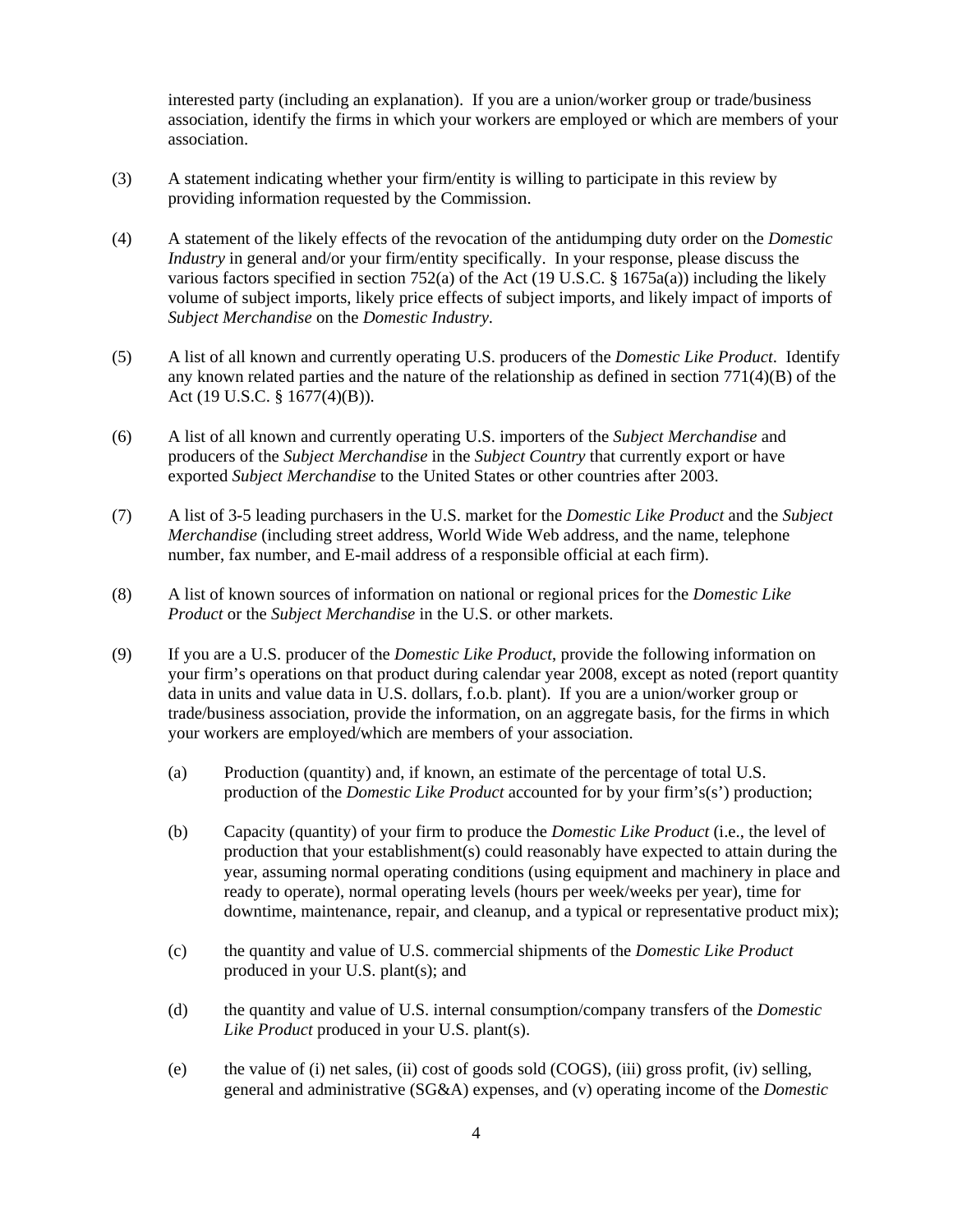interested party (including an explanation). If you are a union/worker group or trade/business association, identify the firms in which your workers are employed or which are members of your association.

(3) A statement indicating whether your firm/entity is willing to participate in this review by providing information requested by the Commission.

(4) A statement of the likely effects of the revocation of the antidumping duty order on the *Domestic Industry* in general and/or your firm/entity specifically. In your response, please discuss the various factors specified in section 752(a) of the Act (19 U.S.C. § 1675a(a)) including the likely volume of subject imports, likely price effects of subject imports, and likely impact of imports of *Subject Merchandise* on the *Domestic Industry*.

(5) A list of all known and currently operating U.S. producers of the *Domestic Like Product*. Identify any known related parties and the nature of the relationship as defined in section 771(4)(B) of the Act (19 U.S.C. § 1677(4)(B)).

(6) A list of all known and currently operating U.S. importers of the *Subject Merchandise* and producers of the *Subject Merchandise* in the *Subject Country* that currently export or have exported *Subject Merchandise* to the United States or other countries after 2003.

(7) A list of 3-5 leading purchasers in the U.S. market for the *Domestic Like Product* and the *Subject Merchandise* (including street address, World Wide Web address, and the name, telephone number, fax number, and E-mail address of a responsible official at each firm).

(8) A list of known sources of information on national or regional prices for the *Domestic Like Product* or the *Subject Merchandise* in the U.S. or other markets.

(9) If you are a U.S. producer of the *Domestic Like Product*, provide the following information on your firm's operations on that product during calendar year 2008, except as noted (report quantity data in units and value data in U.S. dollars, f.o.b. plant). If you are a union/worker group or trade/business association, provide the information, on an aggregate basis, for the firms in which your workers are employed/which are members of your association.

(a) Production (quantity) and, if known, an estimate of the percentage of total U.S. production of the *Domestic Like Product* accounted for by your firm's(s') production;

(b) Capacity (quantity) of your firm to produce the *Domestic Like Product* (i.e., the level of production that your establishment(s) could reasonably have expected to attain during the year, assuming normal operating conditions (using equipment and machinery in place and ready to operate), normal operating levels (hours per week/weeks per year), time for downtime, maintenance, repair, and cleanup, and a typical or representative product mix);

(c) the quantity and value of U.S. commercial shipments of the *Domestic Like Product* produced in your U.S. plant(s); and

(d) the quantity and value of U.S. internal consumption/company transfers of the *Domestic Like Product* produced in your U.S. plant(s).

(e) the value of (i) net sales, (ii) cost of goods sold (COGS), (iii) gross profit, (iv) selling, general and administrative (SG&A) expenses, and (v) operating income of the *Domestic*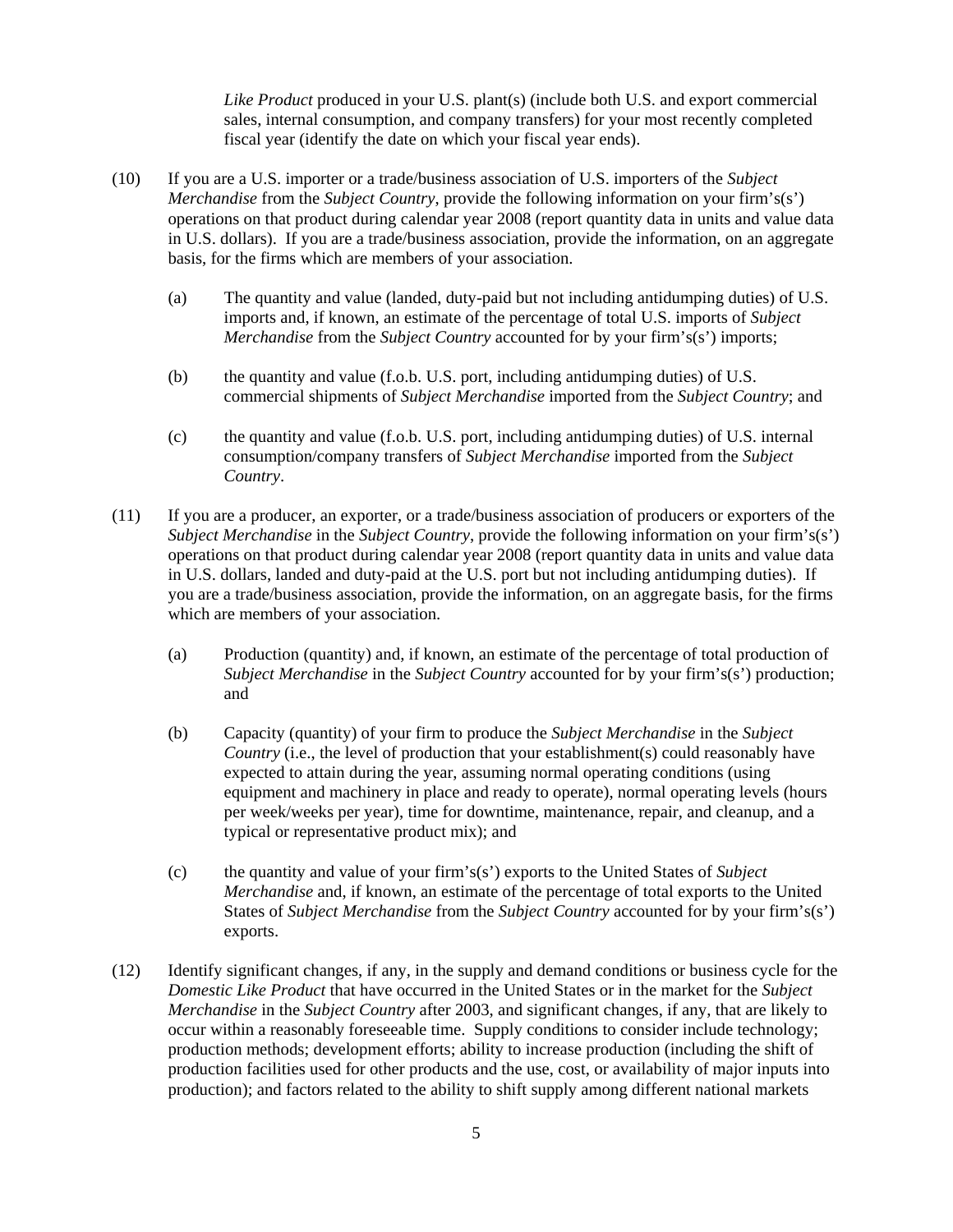*Like Product* produced in your U.S. plant(s) (include both U.S. and export commercial sales, internal consumption, and company transfers) for your most recently completed fiscal year (identify the date on which your fiscal year ends).

(10) If you are a U.S. importer or a trade/business association of U.S. importers of the *Subject Merchandise* from the *Subject Country*, provide the following information on your firm's(s') operations on that product during calendar year 2008 (report quantity data in units and value data in U.S. dollars). If you are a trade/business association, provide the information, on an aggregate basis, for the firms which are members of your association.

(a) The quantity and value (landed, duty-paid but not including antidumping duties) of U.S. imports and, if known, an estimate of the percentage of total U.S. imports of *Subject Merchandise* from the *Subject Country* accounted for by your firm's(s') imports;

(b) the quantity and value (f.o.b. U.S. port, including antidumping duties) of U.S. commercial shipments of *Subject Merchandise* imported from the *Subject Country*; and

(c) the quantity and value (f.o.b. U.S. port, including antidumping duties) of U.S. internal consumption/company transfers of *Subject Merchandise* imported from the *Subject Country*.

(11) If you are a producer, an exporter, or a trade/business association of producers or exporters of the *Subject Merchandise* in the *Subject Country*, provide the following information on your firm's(s') operations on that product during calendar year 2008 (report quantity data in units and value data in U.S. dollars, landed and duty-paid at the U.S. port but not including antidumping duties). If you are a trade/business association, provide the information, on an aggregate basis, for the firms which are members of your association.

(a) Production (quantity) and, if known, an estimate of the percentage of total production of *Subject Merchandise* in the *Subject Country* accounted for by your firm's(s') production; and

(b) Capacity (quantity) of your firm to produce the *Subject Merchandise* in the *Subject Country* (i.e., the level of production that your establishment(s) could reasonably have expected to attain during the year, assuming normal operating conditions (using equipment and machinery in place and ready to operate), normal operating levels (hours per week/weeks per year), time for downtime, maintenance, repair, and cleanup, and a typical or representative product mix); and

(c) the quantity and value of your firm's(s') exports to the United States of *Subject Merchandise* and, if known, an estimate of the percentage of total exports to the United States of *Subject Merchandise* from the *Subject Country* accounted for by your firm's(s') exports.

(12) Identify significant changes, if any, in the supply and demand conditions or business cycle for the *Domestic Like Product* that have occurred in the United States or in the market for the *Subject Merchandise* in the *Subject Country* after 2003, and significant changes, if any, that are likely to occur within a reasonably foreseeable time. Supply conditions to consider include technology; production methods; development efforts; ability to increase production (including the shift of production facilities used for other products and the use, cost, or availability of major inputs into production); and factors related to the ability to shift supply among different national markets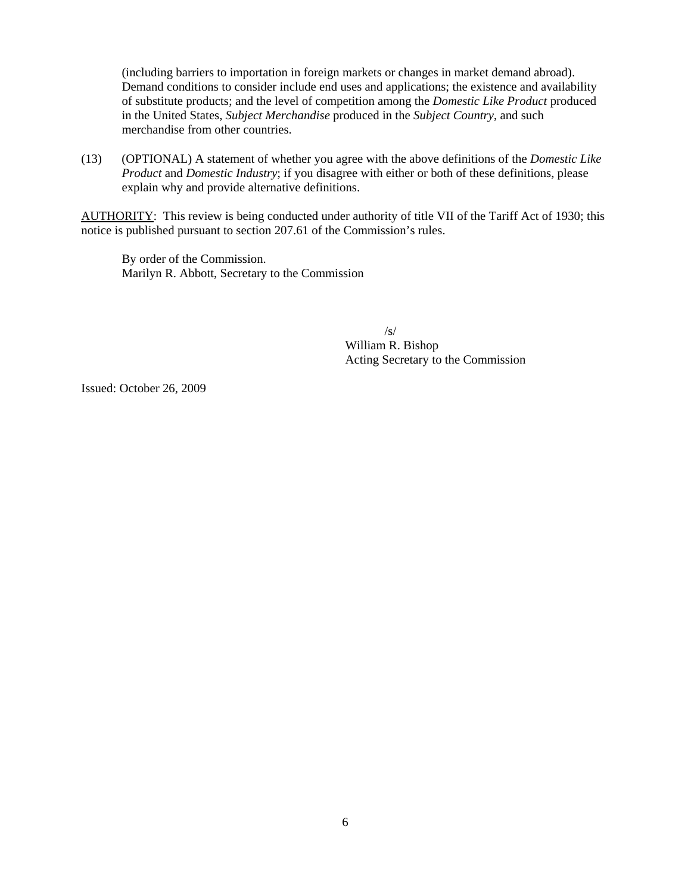(including barriers to importation in foreign markets or changes in market demand abroad). Demand conditions to consider include end uses and applications; the existence and availability of substitute products; and the level of competition among the *Domestic Like Product* produced in the United States, *Subject Merchandise* produced in the *Subject Country*, and such merchandise from other countries.

(13) (OPTIONAL) A statement of whether you agree with the above definitions of the *Domestic Like Product* and *Domestic Industry*; if you disagree with either or both of these definitions, please explain why and provide alternative definitions.

AUTHORITY: This review is being conducted under authority of title VII of the Tariff Act of 1930; this notice is published pursuant to section 207.61 of the Commission's rules.

By order of the Commission.
Marilyn R. Abbott, Secretary to the Commission

/s/
William R. Bishop
Acting Secretary to the Commission

Issued: October 26, 2009